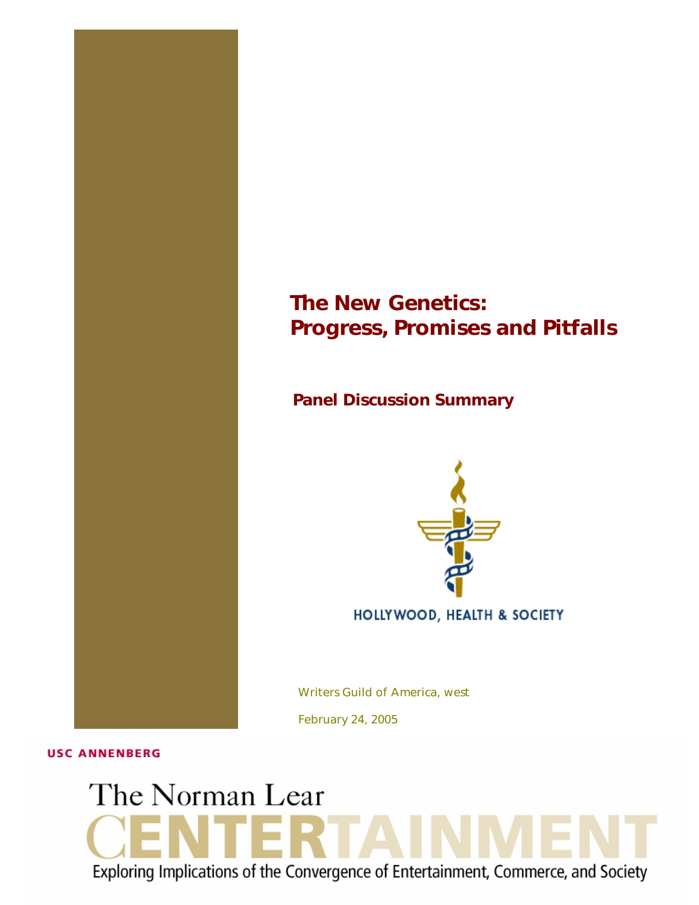# The New Genetics: Progress, Promises and Pitfalls

## Panel Discussion Summary

HOLLYWOOD, HEALTH & SOCIETY

*Writers Guild of America, west*

*February 24, 2005*

USC ANNENBERG

The Norman Lear CENTERTAINMENT

Exploring Implications of the Convergence of Entertainment, Commerce, and Society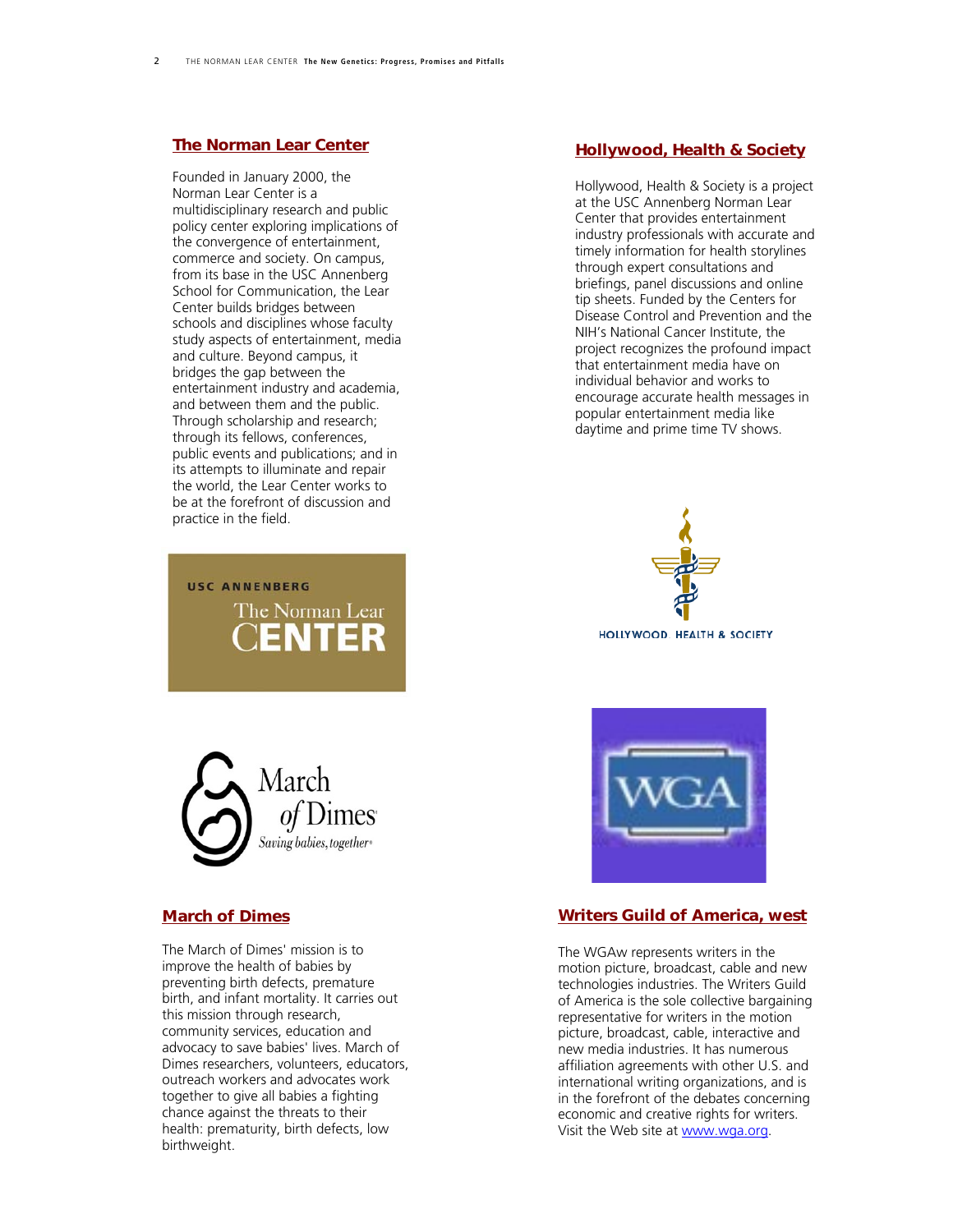## The Norman Lear Center

Founded in January 2000, the Norman Lear Center is a multidisciplinary research and public policy center exploring implications of the convergence of entertainment, commerce and society. On campus, from its base in the USC Annenberg School for Communication, the Lear Center builds bridges between schools and disciplines whose faculty study aspects of entertainment, media and culture. Beyond campus, it bridges the gap between the entertainment industry and academia, and between them and the public. Through scholarship and research; through its fellows, conferences, public events and publications; and in its attempts to illuminate and repair the world, the Lear Center works to be at the forefront of discussion and practice in the field.

## Hollywood, Health & Society

Hollywood, Health & Society is a project at the USC Annenberg Norman Lear Center that provides entertainment industry professionals with accurate and timely information for health storylines through expert consultations and briefings, panel discussions and online tip sheets. Funded by the Centers for Disease Control and Prevention and the NIH's National Cancer Institute, the project recognizes the profound impact that entertainment media have on individual behavior and works to encourage accurate health messages in popular entertainment media like daytime and prime time TV shows.

## March of Dimes

The March of Dimes' mission is to improve the health of babies by preventing birth defects, premature birth, and infant mortality. It carries out this mission through research, community services, education and advocacy to save babies' lives. March of Dimes researchers, volunteers, educators, outreach workers and advocates work together to give all babies a fighting chance against the threats to their health: prematurity, birth defects, low birthweight.

## Writers Guild of America, west

The WGAw represents writers in the motion picture, broadcast, cable and new technologies industries. The Writers Guild of America is the sole collective bargaining representative for writers in the motion picture, broadcast, cable, interactive and new media industries. It has numerous affiliation agreements with other U.S. and international writing organizations, and is in the forefront of the debates concerning economic and creative rights for writers. Visit the Web site at www.wga.org.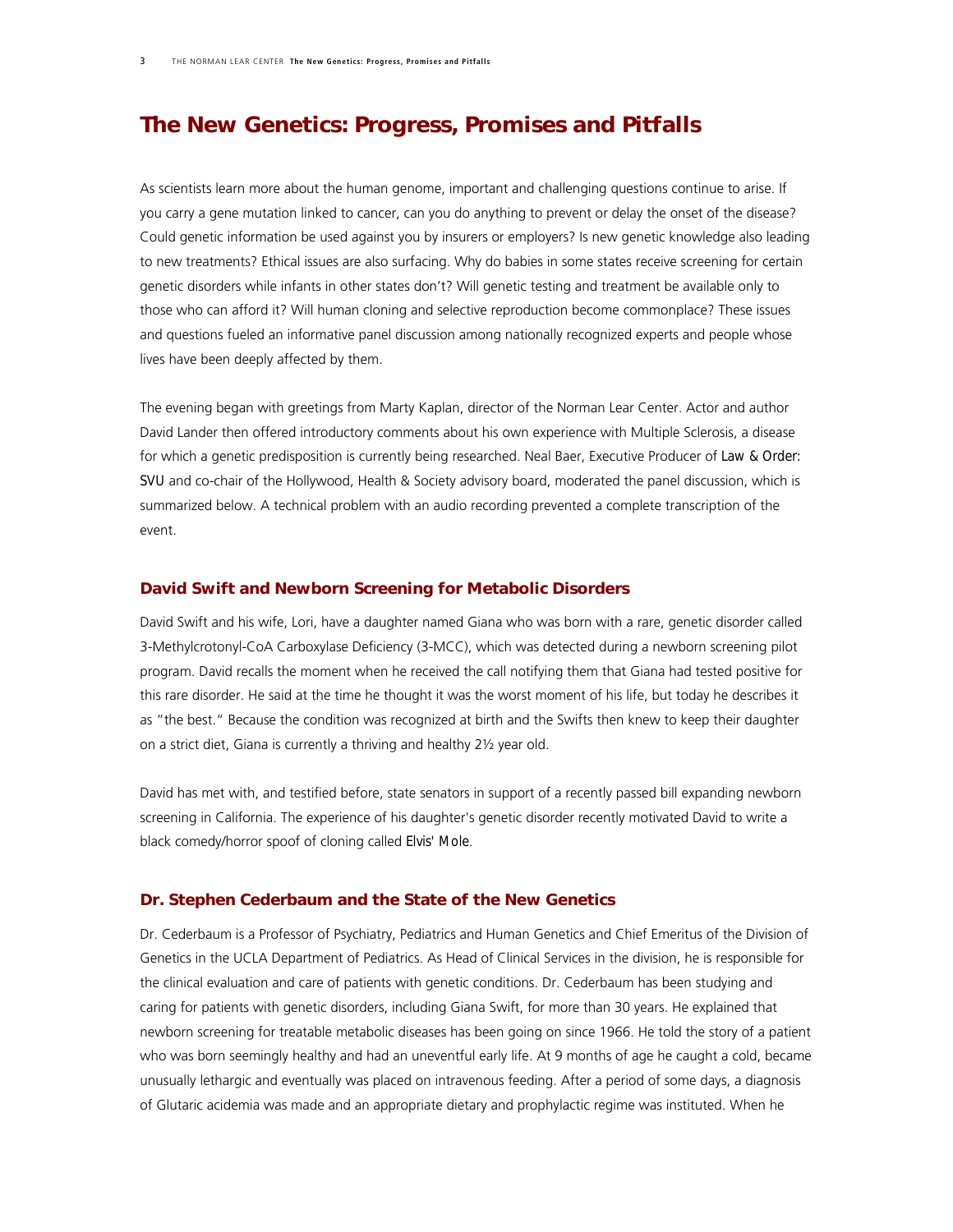# The New Genetics: Progress, Promises and Pitfalls

As scientists learn more about the human genome, important and challenging questions continue to arise. If you carry a gene mutation linked to cancer, can you do anything to prevent or delay the onset of the disease? Could genetic information be used against you by insurers or employers? Is new genetic knowledge also leading to new treatments? Ethical issues are also surfacing. Why do babies in some states receive screening for certain genetic disorders while infants in other states don't? Will genetic testing and treatment be available only to those who can afford it? Will human cloning and selective reproduction become commonplace? These issues and questions fueled an informative panel discussion among nationally recognized experts and people whose lives have been deeply affected by them.

The evening began with greetings from Marty Kaplan, director of the Norman Lear Center. Actor and author David Lander then offered introductory comments about his own experience with Multiple Sclerosis, a disease for which a genetic predisposition is currently being researched. Neal Baer, Executive Producer of *Law & Order: SVU* and co-chair of the Hollywood, Health & Society advisory board, moderated the panel discussion, which is summarized below. A technical problem with an audio recording prevented a complete transcription of the event.

### David Swift and Newborn Screening for Metabolic Disorders

David Swift and his wife, Lori, have a daughter named Giana who was born with a rare, genetic disorder called 3-Methylcrotonyl-CoA Carboxylase Deficiency (3-MCC), which was detected during a newborn screening pilot program. David recalls the moment when he received the call notifying them that Giana had tested positive for this rare disorder. He said at the time he thought it was the worst moment of his life, but today he describes it as "the best." Because the condition was recognized at birth and the Swifts then knew to keep their daughter on a strict diet, Giana is currently a thriving and healthy 2½ year old.

David has met with, and testified before, state senators in support of a recently passed bill expanding newborn screening in California. The experience of his daughter's genetic disorder recently motivated David to write a black comedy/horror spoof of cloning called *Elvis' Mole*.

### Dr. Stephen Cederbaum and the State of the New Genetics

Dr. Cederbaum is a Professor of Psychiatry, Pediatrics and Human Genetics and Chief Emeritus of the Division of Genetics in the UCLA Department of Pediatrics. As Head of Clinical Services in the division, he is responsible for the clinical evaluation and care of patients with genetic conditions. Dr. Cederbaum has been studying and caring for patients with genetic disorders, including Giana Swift, for more than 30 years. He explained that newborn screening for treatable metabolic diseases has been going on since 1966. He told the story of a patient who was born seemingly healthy and had an uneventful early life. At 9 months of age he caught a cold, became unusually lethargic and eventually was placed on intravenous feeding. After a period of some days, a diagnosis of Glutaric acidemia was made and an appropriate dietary and prophylactic regime was instituted. When he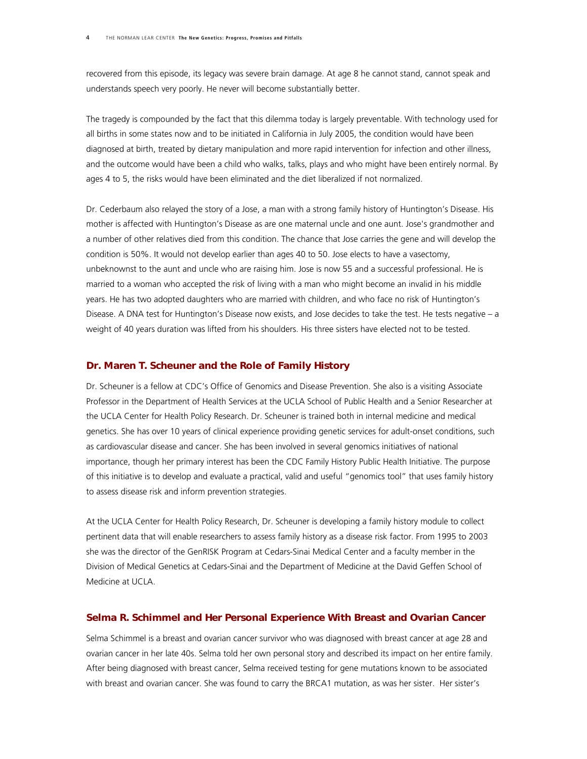recovered from this episode, its legacy was severe brain damage. At age 8 he cannot stand, cannot speak and understands speech very poorly. He never will become substantially better.

The tragedy is compounded by the fact that this dilemma today is largely preventable. With technology used for all births in some states now and to be initiated in California in July 2005, the condition would have been diagnosed at birth, treated by dietary manipulation and more rapid intervention for infection and other illness, and the outcome would have been a child who walks, talks, plays and who might have been entirely normal. By ages 4 to 5, the risks would have been eliminated and the diet liberalized if not normalized.

Dr. Cederbaum also relayed the story of a Jose, a man with a strong family history of Huntington's Disease. His mother is affected with Huntington's Disease as are one maternal uncle and one aunt. Jose's grandmother and a number of other relatives died from this condition. The chance that Jose carries the gene and will develop the condition is 50%. It would not develop earlier than ages 40 to 50. Jose elects to have a vasectomy, unbeknownst to the aunt and uncle who are raising him. Jose is now 55 and a successful professional. He is married to a woman who accepted the risk of living with a man who might become an invalid in his middle years. He has two adopted daughters who are married with children, and who face no risk of Huntington's Disease. A DNA test for Huntington's Disease now exists, and Jose decides to take the test. He tests negative – a weight of 40 years duration was lifted from his shoulders. His three sisters have elected not to be tested.

## Dr. Maren T. Scheuner and the Role of Family History

Dr. Scheuner is a fellow at CDC's Office of Genomics and Disease Prevention. She also is a visiting Associate Professor in the Department of Health Services at the UCLA School of Public Health and a Senior Researcher at the UCLA Center for Health Policy Research. Dr. Scheuner is trained both in internal medicine and medical genetics. She has over 10 years of clinical experience providing genetic services for adult-onset conditions, such as cardiovascular disease and cancer. She has been involved in several genomics initiatives of national importance, though her primary interest has been the CDC Family History Public Health Initiative. The purpose of this initiative is to develop and evaluate a practical, valid and useful "genomics tool" that uses family history to assess disease risk and inform prevention strategies.

At the UCLA Center for Health Policy Research, Dr. Scheuner is developing a family history module to collect pertinent data that will enable researchers to assess family history as a disease risk factor. From 1995 to 2003 she was the director of the GenRISK Program at Cedars-Sinai Medical Center and a faculty member in the Division of Medical Genetics at Cedars-Sinai and the Department of Medicine at the David Geffen School of Medicine at UCLA.

## Selma R. Schimmel and Her Personal Experience With Breast and Ovarian Cancer

Selma Schimmel is a breast and ovarian cancer survivor who was diagnosed with breast cancer at age 28 and ovarian cancer in her late 40s. Selma told her own personal story and described its impact on her entire family. After being diagnosed with breast cancer, Selma received testing for gene mutations known to be associated with breast and ovarian cancer. She was found to carry the BRCA1 mutation, as was her sister. Her sister's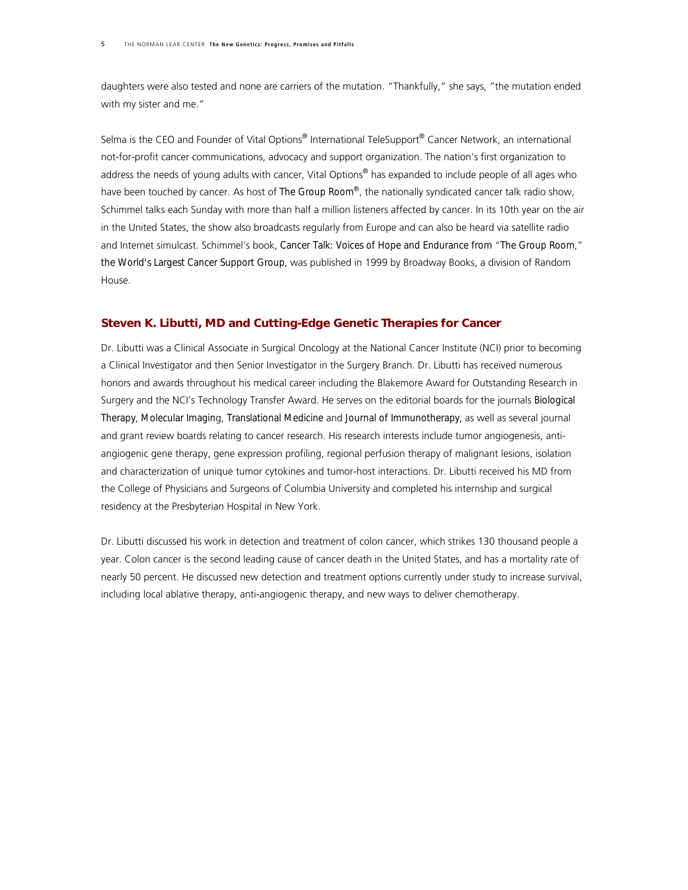daughters were also tested and none are carriers of the mutation. "Thankfully," she says, "the mutation ended with my sister and me."

Selma is the CEO and Founder of Vital Options® International TeleSupport® Cancer Network, an international not-for-profit cancer communications, advocacy and support organization. The nation's first organization to address the needs of young adults with cancer, Vital Options® has expanded to include people of all ages who have been touched by cancer. As host of *The Group Room*®, the nationally syndicated cancer talk radio show, Schimmel talks each Sunday with more than half a million listeners affected by cancer. In its 10th year on the air in the United States, the show also broadcasts regularly from Europe and can also be heard via satellite radio and Internet simulcast. Schimmel's book, *Cancer Talk: Voices of Hope and Endurance from "The Group Room," the World's Largest Cancer Support Group*, was published in 1999 by Broadway Books, a division of Random House.

## Steven K. Libutti, MD and Cutting-Edge Genetic Therapies for Cancer

Dr. Libutti was a Clinical Associate in Surgical Oncology at the National Cancer Institute (NCI) prior to becoming a Clinical Investigator and then Senior Investigator in the Surgery Branch. Dr. Libutti has received numerous honors and awards throughout his medical career including the Blakemore Award for Outstanding Research in Surgery and the NCI's Technology Transfer Award. He serves on the editorial boards for the journals *Biological Therapy*, *Molecular Imaging*, *Translational Medicine* and *Journal of Immunotherapy*, as well as several journal and grant review boards relating to cancer research. His research interests include tumor angiogenesis, anti-angiogenic gene therapy, gene expression profiling, regional perfusion therapy of malignant lesions, isolation and characterization of unique tumor cytokines and tumor-host interactions. Dr. Libutti received his MD from the College of Physicians and Surgeons of Columbia University and completed his internship and surgical residency at the Presbyterian Hospital in New York.

Dr. Libutti discussed his work in detection and treatment of colon cancer, which strikes 130 thousand people a year. Colon cancer is the second leading cause of cancer death in the United States, and has a mortality rate of nearly 50 percent. He discussed new detection and treatment options currently under study to increase survival, including local ablative therapy, anti-angiogenic therapy, and new ways to deliver chemotherapy.